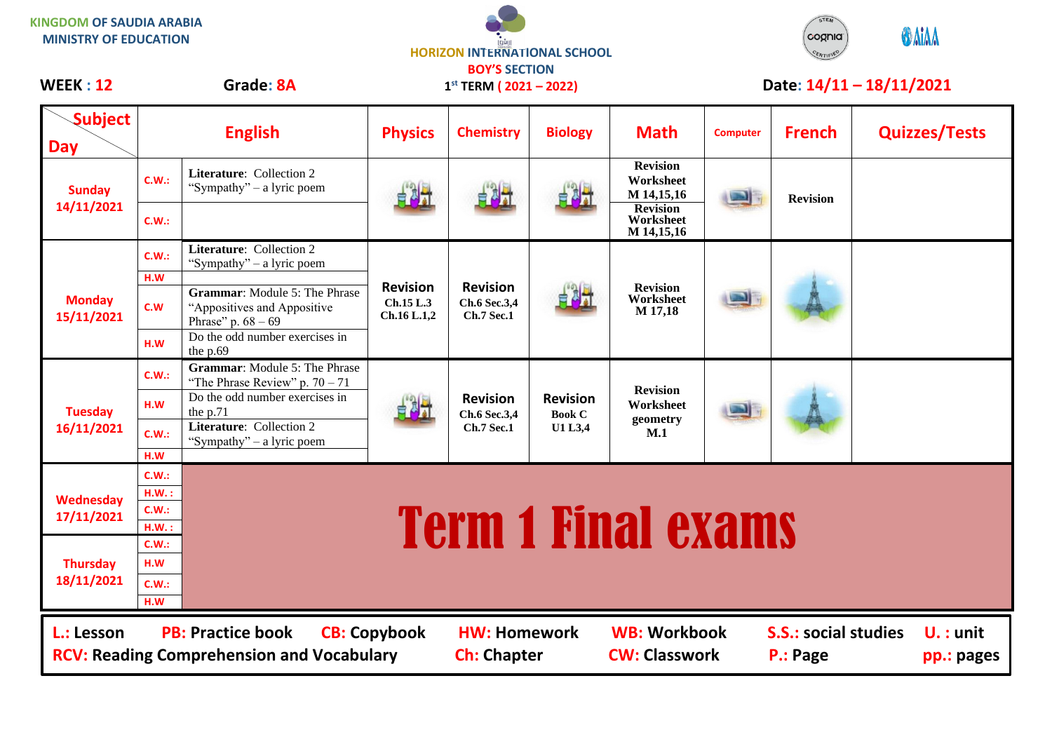KINGDOM OF SAUDIA ARABIA
MINISTRY OF EDUCATION

HORIZON INTERNATIONAL SCHOOL
BOY'S SECTION
1st TERM ( 2021 – 2022)

**WEEK : 12** | **Grade: 8A** | **Date: 14/11 – 18/11/2021**

| Day \ Subject | | English | Physics | Chemistry | Biology | Math | Computer | French | Quizzes/Tests |
|---|---|---|---|---|---|---|---|---|---|
| Sunday 14/11/2021 | C.W.: | **Literature**: Collection 2 "Sympathy" – a lyric poem | | | | **Revision Worksheet M 14,15,16** | | **Revision** | |
| | C.W.: | | | | | **Revision Worksheet M 14,15,16** | | | |
| Monday 15/11/2021 | C.W.: | **Literature**: Collection 2 "Sympathy" – a lyric poem | **Revision** Ch.15 L.3 Ch.16 L.1,2 | **Revision** Ch.6 Sec.3,4 Ch.7 Sec.1 | | **Revision Worksheet M 17,18** | | | |
| | H.W | | | | | | | | |
| | C.W | **Grammar**: Module 5: The Phrase "Appositives and Appositive Phrase" p. 68 – 69 | | | | | | | |
| | H.W | Do the odd number exercises in the p.69 | | | | | | | |
| Tuesday 16/11/2021 | C.W.: | **Grammar**: Module 5: The Phrase "The Phrase Review" p. 70 – 71 | | **Revision** Ch.6 Sec.3,4 Ch.7 Sec.1 | **Revision** Book C U1 L3,4 | **Revision Worksheet geometry M.1** | | | |
| | H.W | Do the odd number exercises in the p.71 | | | | | | | |
| | C.W.: | **Literature**: Collection 2 "Sympathy" – a lyric poem | | | | | | | |
| | H.W | | | | | | | | |
| Wednesday 17/11/2021 | C.W.: | Term 1 Final exams | | | | | | | |
| | H.W. : | | | | | | | | |
| | C.W.: | | | | | | | | |
| | H.W. : | | | | | | | | |
| Thursday 18/11/2021 | C.W.: | | | | | | | | |
| | H.W | | | | | | | | |
| | C.W.: | | | | | | | | |
| | H.W | | | | | | | | |

**L.:** Lesson  **PB:** Practice book  **CB:** Copybook  **HW:** Homework  **WB:** Workbook  **S.S.:** social studies  **U. :** unit
**RCV:** Reading Comprehension and Vocabulary  **Ch:** Chapter  **CW:** Classwork  **P.:** Page  **pp.:** pages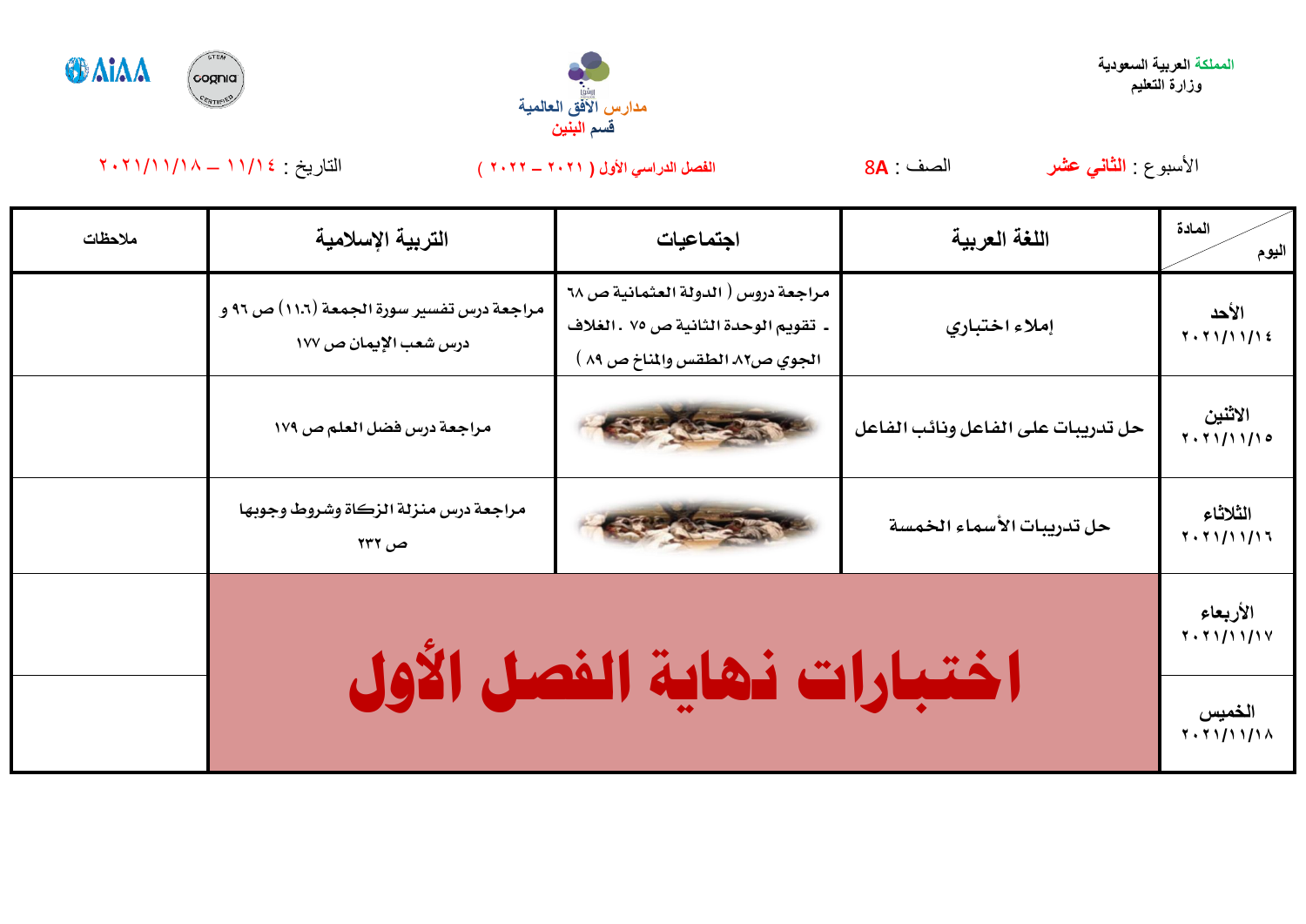المملكة العربية السعودية
وزارة التعليم

مدارس الأفق العالمية
قسم البنين

الأسبوع : الثاني عشر　　الصف : 8A　　الفصل الدراسي الأول ( ٢٠٢١ – ٢٠٢٢ )　　التاريخ : ١١/١٤ – ٢٠٢١/١١/١٨

| المادة / اليوم | اللغة العربية | اجتماعيات | التربية الإسلامية | ملاحظات |
|---|---|---|---|---|
| الأحد ٢٠٢١/١١/١٤ | إملاء اختباري | مراجعة دروس ( الدولة العثمانية ص ٦٨ - تقويم الوحدة الثانية ص ٧٥ . الغلاف الجوي ص٨٢ الطقس والمناخ ص ٨٩ ) | مراجعة درس تفسير سورة الجمعة (١١-٦) ص ٩٦ و درس شعب الإيمان ص ١٧٧ | |
| الاثنين ٢٠٢١/١١/١٥ | حل تدريبات على الفاعل ونائب الفاعل | | مراجعة درس فضل العلم ص ١٧٩ | |
| الثلاثاء ٢٠٢١/١١/١٦ | حل تدريبات الأسماء الخمسة | | مراجعة درس منزلة الزكاة وشروط وجوبها ص ٢٣٢ | |
| الأربعاء ٢٠٢١/١١/١٧ | اختبارات نهاية الفصل الأول | | | |
| الخميس ٢٠٢١/١١/١٨ | | | | |